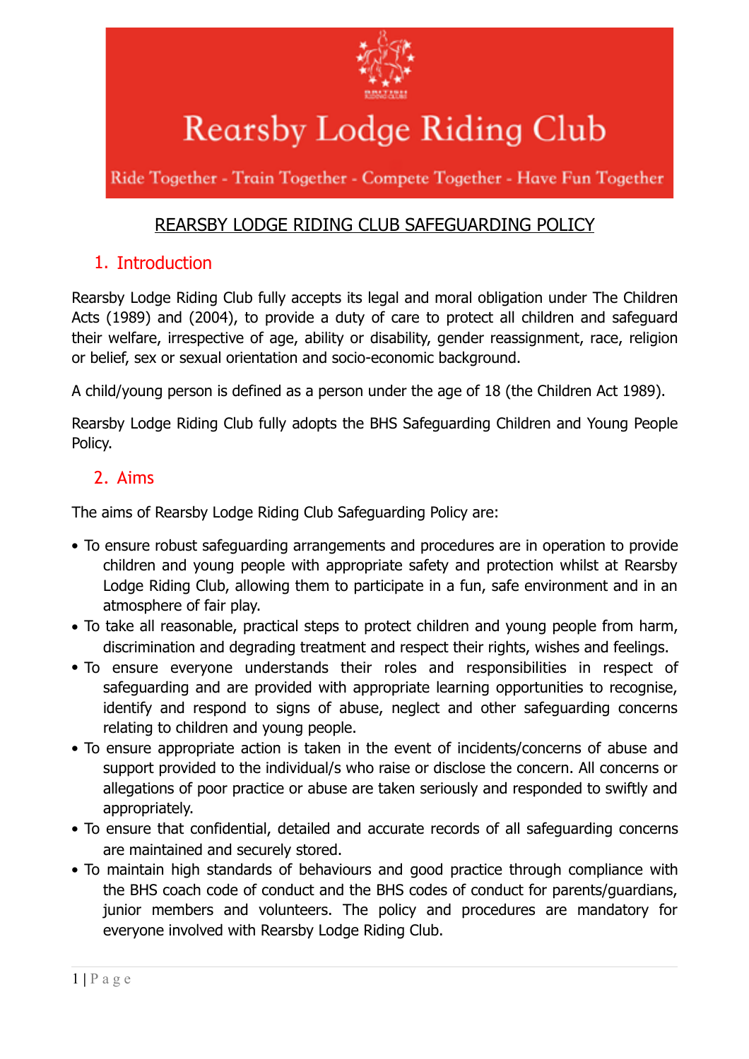# Rearsby Lodge Riding Club

Ride Together - Train Together - Compete Together - Have Fun Together

## REARSBY LODGE RIDING CLUB SAFEGUARDING POLICY

### 1. Introduction

Rearsby Lodge Riding Club fully accepts its legal and moral obligation under The Children Acts (1989) and (2004), to provide a duty of care to protect all children and safeguard their welfare, irrespective of age, ability or disability, gender reassignment, race, religion or belief, sex or sexual orientation and socio-economic background.

A child/young person is defined as a person under the age of 18 (the Children Act 1989).

Rearsby Lodge Riding Club fully adopts the BHS Safeguarding Children and Young People Policy.

### 2. Aims

The aims of Rearsby Lodge Riding Club Safeguarding Policy are:

- To ensure robust safeguarding arrangements and procedures are in operation to provide children and young people with appropriate safety and protection whilst at Rearsby Lodge Riding Club, allowing them to participate in a fun, safe environment and in an atmosphere of fair play.
- To take all reasonable, practical steps to protect children and young people from harm, discrimination and degrading treatment and respect their rights, wishes and feelings.
- To ensure everyone understands their roles and responsibilities in respect of safeguarding and are provided with appropriate learning opportunities to recognise, identify and respond to signs of abuse, neglect and other safeguarding concerns relating to children and young people.
- To ensure appropriate action is taken in the event of incidents/concerns of abuse and support provided to the individual/s who raise or disclose the concern. All concerns or allegations of poor practice or abuse are taken seriously and responded to swiftly and appropriately.
- To ensure that confidential, detailed and accurate records of all safeguarding concerns are maintained and securely stored.
- To maintain high standards of behaviours and good practice through compliance with the BHS coach code of conduct and the BHS codes of conduct for parents/guardians, junior members and volunteers. The policy and procedures are mandatory for everyone involved with Rearsby Lodge Riding Club.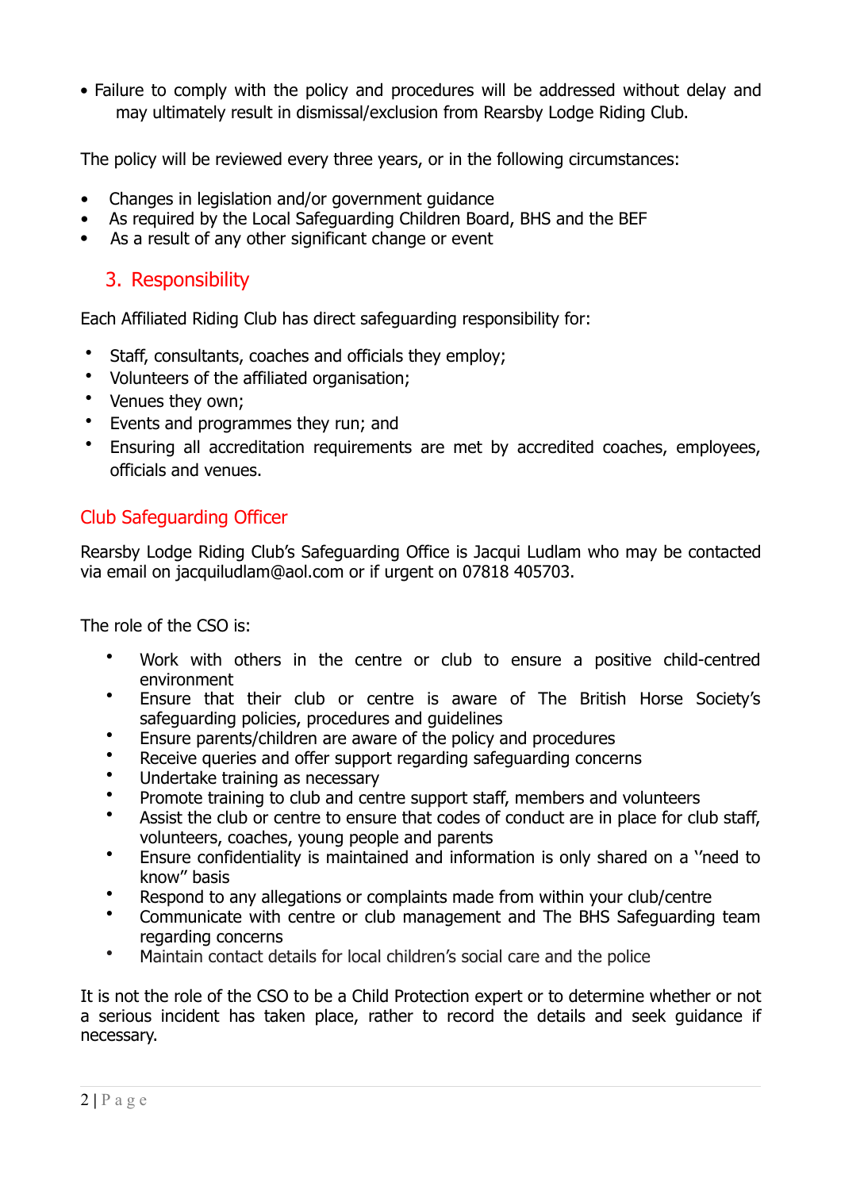- Failure to comply with the policy and procedures will be addressed without delay and may ultimately result in dismissal/exclusion from Rearsby Lodge Riding Club.

The policy will be reviewed every three years, or in the following circumstances:

- Changes in legislation and/or government guidance
- As required by the Local Safeguarding Children Board, BHS and the BEF
- As a result of any other significant change or event

## 3. Responsibility

Each Affiliated Riding Club has direct safeguarding responsibility for:

- Staff, consultants, coaches and officials they employ;
- Volunteers of the affiliated organisation;
- Venues they own;
- Events and programmes they run; and
- Ensuring all accreditation requirements are met by accredited coaches, employees, officials and venues.

### Club Safeguarding Officer

Rearsby Lodge Riding Club's Safeguarding Office is Jacqui Ludlam who may be contacted via email on jacquiludlam@aol.com or if urgent on 07818 405703.

The role of the CSO is:

- Work with others in the centre or club to ensure a positive child-centred environment
- Ensure that their club or centre is aware of The British Horse Society's safeguarding policies, procedures and guidelines
- Ensure parents/children are aware of the policy and procedures
- Receive queries and offer support regarding safeguarding concerns
- Undertake training as necessary
- Promote training to club and centre support staff, members and volunteers
- Assist the club or centre to ensure that codes of conduct are in place for club staff, volunteers, coaches, young people and parents
- Ensure confidentiality is maintained and information is only shared on a ''need to know" basis
- Respond to any allegations or complaints made from within your club/centre
- Communicate with centre or club management and The BHS Safeguarding team regarding concerns
- Maintain contact details for local children's social care and the police

It is not the role of the CSO to be a Child Protection expert or to determine whether or not a serious incident has taken place, rather to record the details and seek guidance if necessary.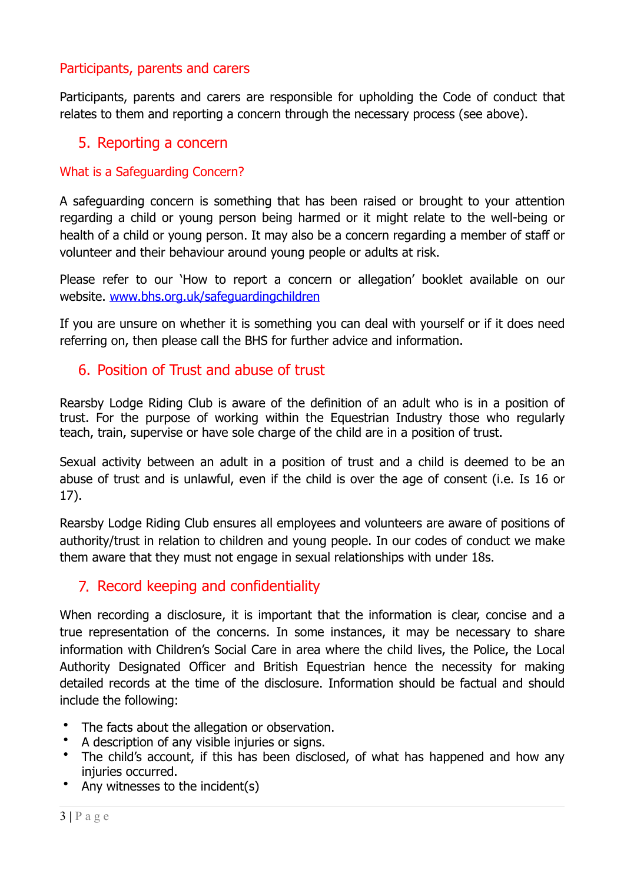### Participants, parents and carers

Participants, parents and carers are responsible for upholding the Code of conduct that relates to them and reporting a concern through the necessary process (see above).

## 5. Reporting a concern

### What is a Safeguarding Concern?

A safeguarding concern is something that has been raised or brought to your attention regarding a child or young person being harmed or it might relate to the well-being or health of a child or young person. It may also be a concern regarding a member of staff or volunteer and their behaviour around young people or adults at risk.

Please refer to our 'How to report a concern or allegation' booklet available on our website. [www.bhs.org.uk/safeguardingchildren](http://www.bhs.org.uk/safeguardingchildren)

If you are unsure on whether it is something you can deal with yourself or if it does need referring on, then please call the BHS for further advice and information.

## 6. Position of Trust and abuse of trust

Rearsby Lodge Riding Club is aware of the definition of an adult who is in a position of trust. For the purpose of working within the Equestrian Industry those who regularly teach, train, supervise or have sole charge of the child are in a position of trust.

Sexual activity between an adult in a position of trust and a child is deemed to be an abuse of trust and is unlawful, even if the child is over the age of consent (i.e. Is 16 or 17).

Rearsby Lodge Riding Club ensures all employees and volunteers are aware of positions of authority/trust in relation to children and young people. In our codes of conduct we make them aware that they must not engage in sexual relationships with under 18s.

## 7. Record keeping and confidentiality

When recording a disclosure, it is important that the information is clear, concise and a true representation of the concerns. In some instances, it may be necessary to share information with Children's Social Care in area where the child lives, the Police, the Local Authority Designated Officer and British Equestrian hence the necessity for making detailed records at the time of the disclosure. Information should be factual and should include the following:

- The facts about the allegation or observation.
- A description of any visible injuries or signs.
- The child's account, if this has been disclosed, of what has happened and how any injuries occurred.
- Any witnesses to the incident(s)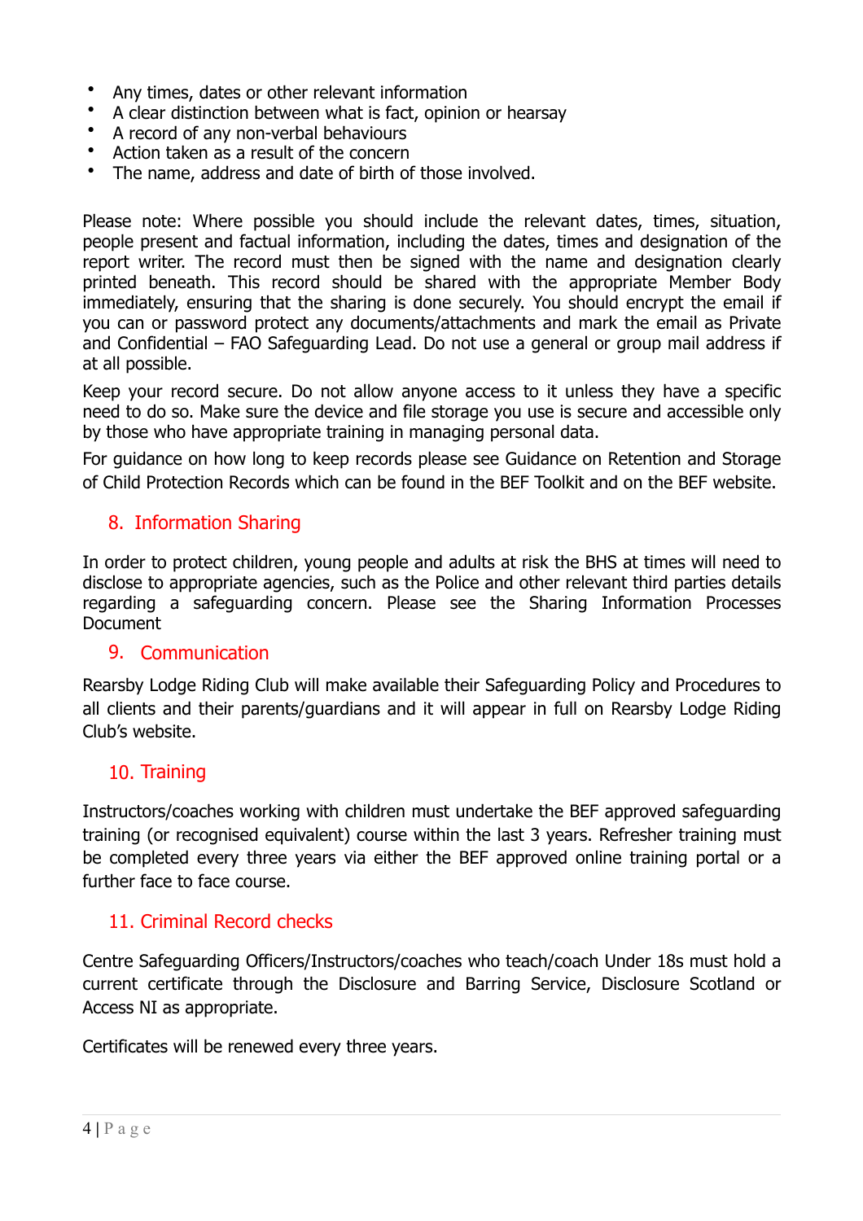- Any times, dates or other relevant information
- A clear distinction between what is fact, opinion or hearsay
- A record of any non-verbal behaviours
- Action taken as a result of the concern
- The name, address and date of birth of those involved.

Please note: Where possible you should include the relevant dates, times, situation, people present and factual information, including the dates, times and designation of the report writer. The record must then be signed with the name and designation clearly printed beneath. This record should be shared with the appropriate Member Body immediately, ensuring that the sharing is done securely. You should encrypt the email if you can or password protect any documents/attachments and mark the email as Private and Confidential – FAO Safeguarding Lead. Do not use a general or group mail address if at all possible.

Keep your record secure. Do not allow anyone access to it unless they have a specific need to do so. Make sure the device and file storage you use is secure and accessible only by those who have appropriate training in managing personal data.

For guidance on how long to keep records please see Guidance on Retention and Storage of Child Protection Records which can be found in the BEF Toolkit and on the BEF website.

## 8. Information Sharing

In order to protect children, young people and adults at risk the BHS at times will need to disclose to appropriate agencies, such as the Police and other relevant third parties details regarding a safeguarding concern. Please see the Sharing Information Processes Document

## 9. Communication

Rearsby Lodge Riding Club will make available their Safeguarding Policy and Procedures to all clients and their parents/guardians and it will appear in full on Rearsby Lodge Riding Club's website.

## 10. Training

Instructors/coaches working with children must undertake the BEF approved safeguarding training (or recognised equivalent) course within the last 3 years. Refresher training must be completed every three years via either the BEF approved online training portal or a further face to face course.

## 11. Criminal Record checks

Centre Safeguarding Officers/Instructors/coaches who teach/coach Under 18s must hold a current certificate through the Disclosure and Barring Service, Disclosure Scotland or Access NI as appropriate.

Certificates will be renewed every three years.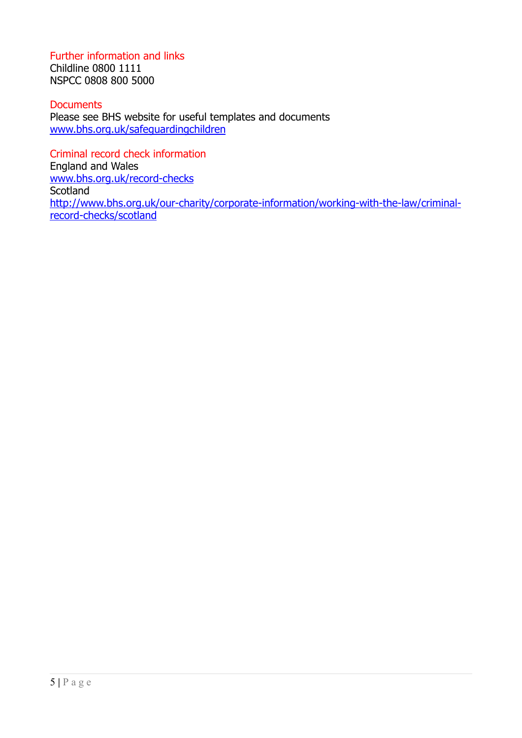## Further information and links

Childline 0800 1111
NSPCC 0808 800 5000

## Documents

Please see BHS website for useful templates and documents
[www.bhs.org.uk/safeguardingchildren](www.bhs.org.uk/safeguardingchildren)

## Criminal record check information

England and Wales
[www.bhs.org.uk/record-checks](www.bhs.org.uk/record-checks)
Scotland
[http://www.bhs.org.uk/our-charity/corporate-information/working-with-the-law/criminal-record-checks/scotland](http://www.bhs.org.uk/our-charity/corporate-information/working-with-the-law/criminal-record-checks/scotland)